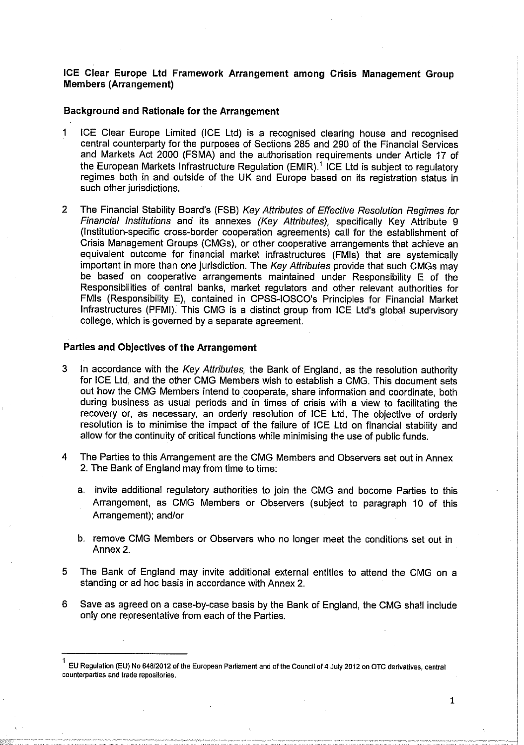**ICE Clear Europe Ltd Framework Arrangement among Crisis Management Group Members (Arrangement)**

**Background and Rationale for the Arrangement**

1 ICE Clear Europe Limited (ICE Ltd) is a recognised clearing house and recognised central counterparty for the purposes of Sections 285 and 290 of the Financial Services and Markets Act 2000 (FSMA) and the authorisation requirements under Article 17 of the European Markets Infrastructure Regulation (EMIR).[1] ICE Ltd is subject to regulatory regimes both in and outside of the UK and Europe based on its registration status in such other jurisdictions.

2 The Financial Stability Board's (FSB) *Key Attributes of Effective Resolution Regimes for Financial Institutions* and its annexes *(Key Attributes)*, specifically Key Attribute 9 (Institution-specific cross-border cooperation agreements) call for the establishment of Crisis Management Groups (CMGs), or other cooperative arrangements that achieve an equivalent outcome for financial market infrastructures (FMIs) that are systemically important in more than one jurisdiction. The *Key Attributes* provide that such CMGs may be based on cooperative arrangements maintained under Responsibility E of the Responsibilities of central banks, market regulators and other relevant authorities for FMIs (Responsibility E), contained in CPSS-IOSCO's Principles for Financial Market Infrastructures (PFMI). This CMG is a distinct group from ICE Ltd's global supervisory college, which is governed by a separate agreement.

**Parties and Objectives of the Arrangement**

3 In accordance with the *Key Attributes*, the Bank of England, as the resolution authority for ICE Ltd, and the other CMG Members wish to establish a CMG. This document sets out how the CMG Members intend to cooperate, share information and coordinate, both during business as usual periods and in times of crisis with a view to facilitating the recovery or, as necessary, an orderly resolution of ICE Ltd. The objective of orderly resolution is to minimise the impact of the failure of ICE Ltd on financial stability and allow for the continuity of critical functions while minimising the use of public funds.

4 The Parties to this Arrangement are the CMG Members and Observers set out in Annex 2. The Bank of England may from time to time:

   a. invite additional regulatory authorities to join the CMG and become Parties to this Arrangement, as CMG Members or Observers (subject to paragraph 10 of this Arrangement); and/or

   b. remove CMG Members or Observers who no longer meet the conditions set out in Annex 2.

5 The Bank of England may invite additional external entities to attend the CMG on a standing or ad hoc basis in accordance with Annex 2.

6 Save as agreed on a case-by-case basis by the Bank of England, the CMG shall include only one representative from each of the Parties.

[1] EU Regulation (EU) No 648/2012 of the European Parliament and of the Council of 4 July 2012 on OTC derivatives, central counterparties and trade repositories.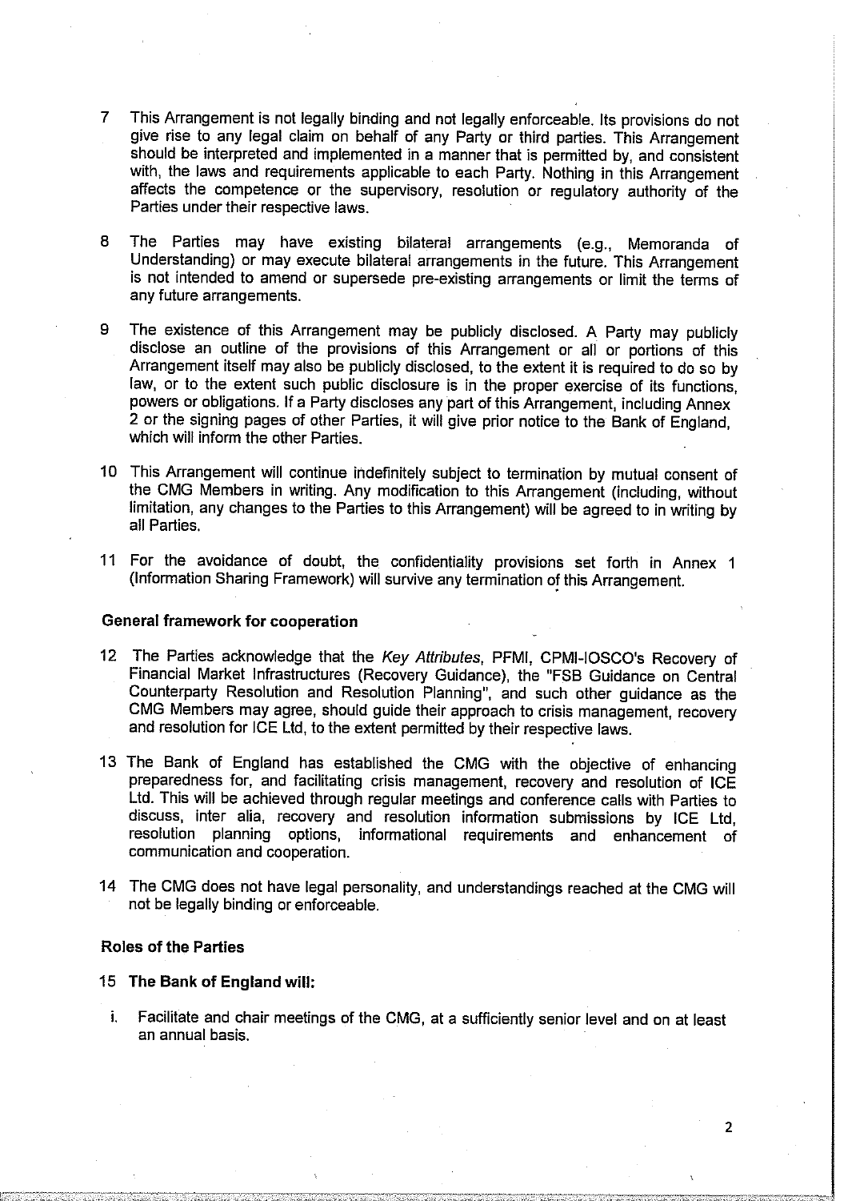7 This Arrangement is not legally binding and not legally enforceable. Its provisions do not give rise to any legal claim on behalf of any Party or third parties. This Arrangement should be interpreted and implemented in a manner that is permitted by, and consistent with, the laws and requirements applicable to each Party. Nothing in this Arrangement affects the competence or the supervisory, resolution or regulatory authority of the Parties under their respective laws.

8 The Parties may have existing bilateral arrangements (e.g., Memoranda of Understanding) or may execute bilateral arrangements in the future. This Arrangement is not intended to amend or supersede pre-existing arrangements or limit the terms of any future arrangements.

9 The existence of this Arrangement may be publicly disclosed. A Party may publicly disclose an outline of the provisions of this Arrangement or all or portions of this Arrangement itself may also be publicly disclosed, to the extent it is required to do so by law, or to the extent such public disclosure is in the proper exercise of its functions, powers or obligations. If a Party discloses any part of this Arrangement, including Annex 2 or the signing pages of other Parties, it will give prior notice to the Bank of England, which will inform the other Parties.

10 This Arrangement will continue indefinitely subject to termination by mutual consent of the CMG Members in writing. Any modification to this Arrangement (including, without limitation, any changes to the Parties to this Arrangement) will be agreed to in writing by all Parties.

11 For the avoidance of doubt, the confidentiality provisions set forth in Annex 1 (Information Sharing Framework) will survive any termination of this Arrangement.

**General framework for cooperation**

12 The Parties acknowledge that the *Key Attributes*, PFMI, CPMI-IOSCO's Recovery of Financial Market Infrastructures (Recovery Guidance), the "FSB Guidance on Central Counterparty Resolution and Resolution Planning", and such other guidance as the CMG Members may agree, should guide their approach to crisis management, recovery and resolution for ICE Ltd, to the extent permitted by their respective laws.

13 The Bank of England has established the CMG with the objective of enhancing preparedness for, and facilitating crisis management, recovery and resolution of ICE Ltd. This will be achieved through regular meetings and conference calls with Parties to discuss, inter alia, recovery and resolution information submissions by ICE Ltd, resolution planning options, informational requirements and enhancement of communication and cooperation.

14 The CMG does not have legal personality, and understandings reached at the CMG will not be legally binding or enforceable.

**Roles of the Parties**

15 **The Bank of England will:**

i. Facilitate and chair meetings of the CMG, at a sufficiently senior level and on at least an annual basis.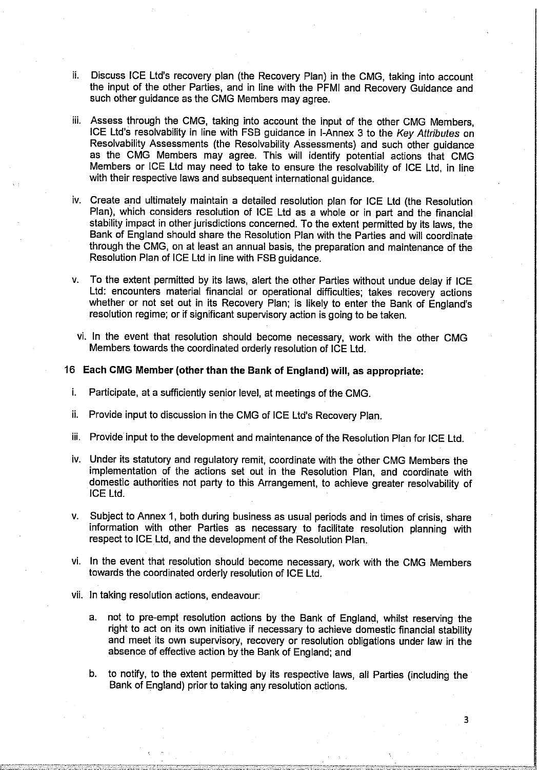ii. Discuss ICE Ltd's recovery plan (the Recovery Plan) in the CMG, taking into account the input of the other Parties, and in line with the PFMI and Recovery Guidance and such other guidance as the CMG Members may agree.

iii. Assess through the CMG, taking into account the input of the other CMG Members, ICE Ltd's resolvability in line with FSB guidance in I-Annex 3 to the *Key Attributes* on Resolvability Assessments (the Resolvability Assessments) and such other guidance as the CMG Members may agree. This will identify potential actions that CMG Members or ICE Ltd may need to take to ensure the resolvability of ICE Ltd, in line with their respective laws and subsequent international guidance.

iv. Create and ultimately maintain a detailed resolution plan for ICE Ltd (the Resolution Plan), which considers resolution of ICE Ltd as a whole or in part and the financial stability impact in other jurisdictions concerned. To the extent permitted by its laws, the Bank of England should share the Resolution Plan with the Parties and will coordinate through the CMG, on at least an annual basis, the preparation and maintenance of the Resolution Plan of ICE Ltd in line with FSB guidance.

v. To the extent permitted by its laws, alert the other Parties without undue delay if ICE Ltd: encounters material financial or operational difficulties; takes recovery actions whether or not set out in its Recovery Plan; is likely to enter the Bank of England's resolution regime; or if significant supervisory action is going to be taken.

vi. In the event that resolution should become necessary, work with the other CMG Members towards the coordinated orderly resolution of ICE Ltd.

**16 Each CMG Member (other than the Bank of England) will, as appropriate:**

i. Participate, at a sufficiently senior level, at meetings of the CMG.

ii. Provide input to discussion in the CMG of ICE Ltd's Recovery Plan.

iii. Provide input to the development and maintenance of the Resolution Plan for ICE Ltd.

iv. Under its statutory and regulatory remit, coordinate with the other CMG Members the implementation of the actions set out in the Resolution Plan, and coordinate with domestic authorities not party to this Arrangement, to achieve greater resolvability of ICE Ltd.

v. Subject to Annex 1, both during business as usual periods and in times of crisis, share information with other Parties as necessary to facilitate resolution planning with respect to ICE Ltd, and the development of the Resolution Plan.

vi. In the event that resolution should become necessary, work with the CMG Members towards the coordinated orderly resolution of ICE Ltd.

vii. In taking resolution actions, endeavour:

   a. not to pre-empt resolution actions by the Bank of England, whilst reserving the right to act on its own initiative if necessary to achieve domestic financial stability and meet its own supervisory, recovery or resolution obligations under law in the absence of effective action by the Bank of England; and

   b. to notify, to the extent permitted by its respective laws, all Parties (including the Bank of England) prior to taking any resolution actions.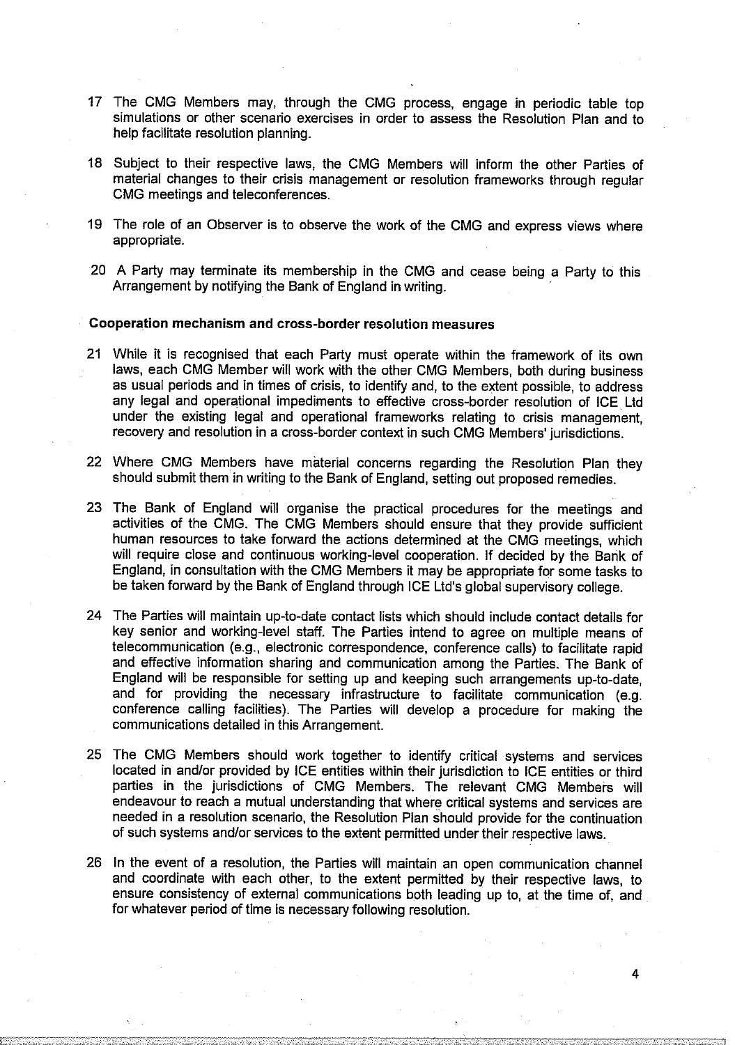17 The CMG Members may, through the CMG process, engage in periodic table top simulations or other scenario exercises in order to assess the Resolution Plan and to help facilitate resolution planning.

18 Subject to their respective laws, the CMG Members will inform the other Parties of material changes to their crisis management or resolution frameworks through regular CMG meetings and teleconferences.

19 The role of an Observer is to observe the work of the CMG and express views where appropriate.

20 A Party may terminate its membership in the CMG and cease being a Party to this Arrangement by notifying the Bank of England in writing.

**Cooperation mechanism and cross-border resolution measures**

21 While it is recognised that each Party must operate within the framework of its own laws, each CMG Member will work with the other CMG Members, both during business as usual periods and in times of crisis, to identify and, to the extent possible, to address any legal and operational impediments to effective cross-border resolution of ICE Ltd under the existing legal and operational frameworks relating to crisis management, recovery and resolution in a cross-border context in such CMG Members' jurisdictions.

22 Where CMG Members have material concerns regarding the Resolution Plan they should submit them in writing to the Bank of England, setting out proposed remedies.

23 The Bank of England will organise the practical procedures for the meetings and activities of the CMG. The CMG Members should ensure that they provide sufficient human resources to take forward the actions determined at the CMG meetings, which will require close and continuous working-level cooperation. If decided by the Bank of England, in consultation with the CMG Members it may be appropriate for some tasks to be taken forward by the Bank of England through ICE Ltd's global supervisory college.

24 The Parties will maintain up-to-date contact lists which should include contact details for key senior and working-level staff. The Parties intend to agree on multiple means of telecommunication (e.g., electronic correspondence, conference calls) to facilitate rapid and effective information sharing and communication among the Parties. The Bank of England will be responsible for setting up and keeping such arrangements up-to-date, and for providing the necessary infrastructure to facilitate communication (e.g. conference calling facilities). The Parties will develop a procedure for making the communications detailed in this Arrangement.

25 The CMG Members should work together to identify critical systems and services located in and/or provided by ICE entities within their jurisdiction to ICE entities or third parties in the jurisdictions of CMG Members. The relevant CMG Members will endeavour to reach a mutual understanding that where critical systems and services are needed in a resolution scenario, the Resolution Plan should provide for the continuation of such systems and/or services to the extent permitted under their respective laws.

26 In the event of a resolution, the Parties will maintain an open communication channel and coordinate with each other, to the extent permitted by their respective laws, to ensure consistency of external communications both leading up to, at the time of, and for whatever period of time is necessary following resolution.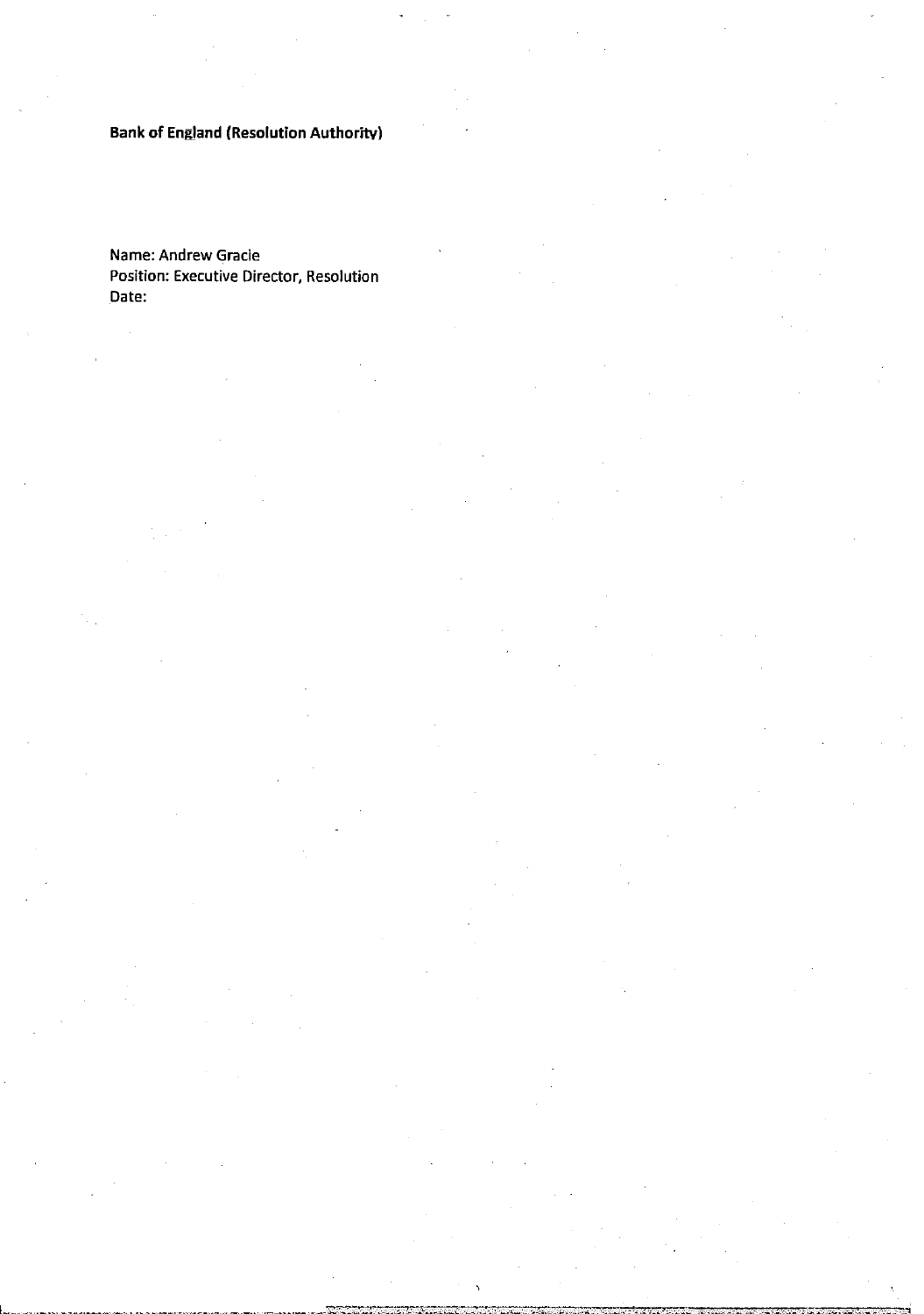**Bank of England (Resolution Authority)**

Name: Andrew Gracie
Position: Executive Director, Resolution
Date: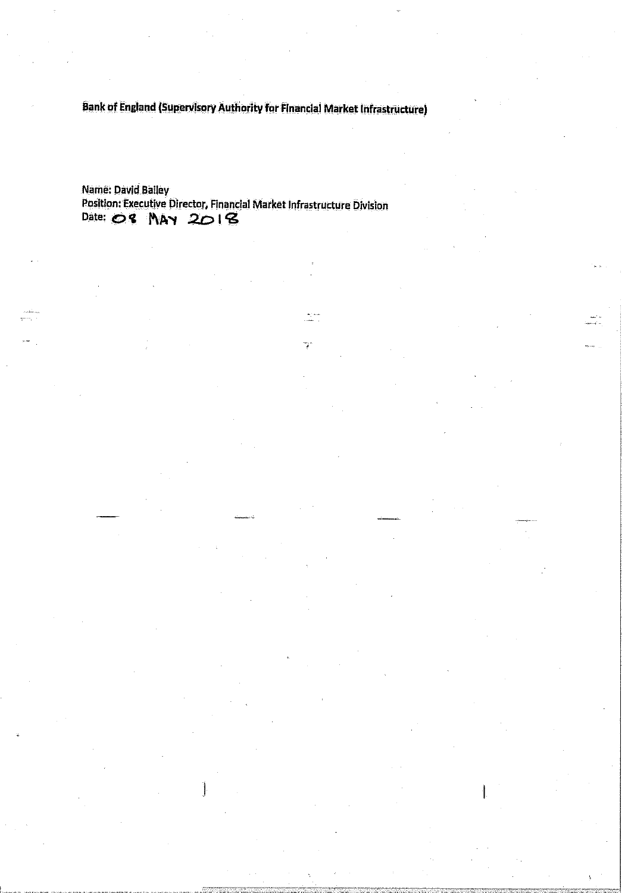**Bank of England (Supervisory Authority for Financial Market Infrastructure)**

Name: David Bailey
Position: Executive Director, Financial Market Infrastructure Division
Date: 08 MAY 2018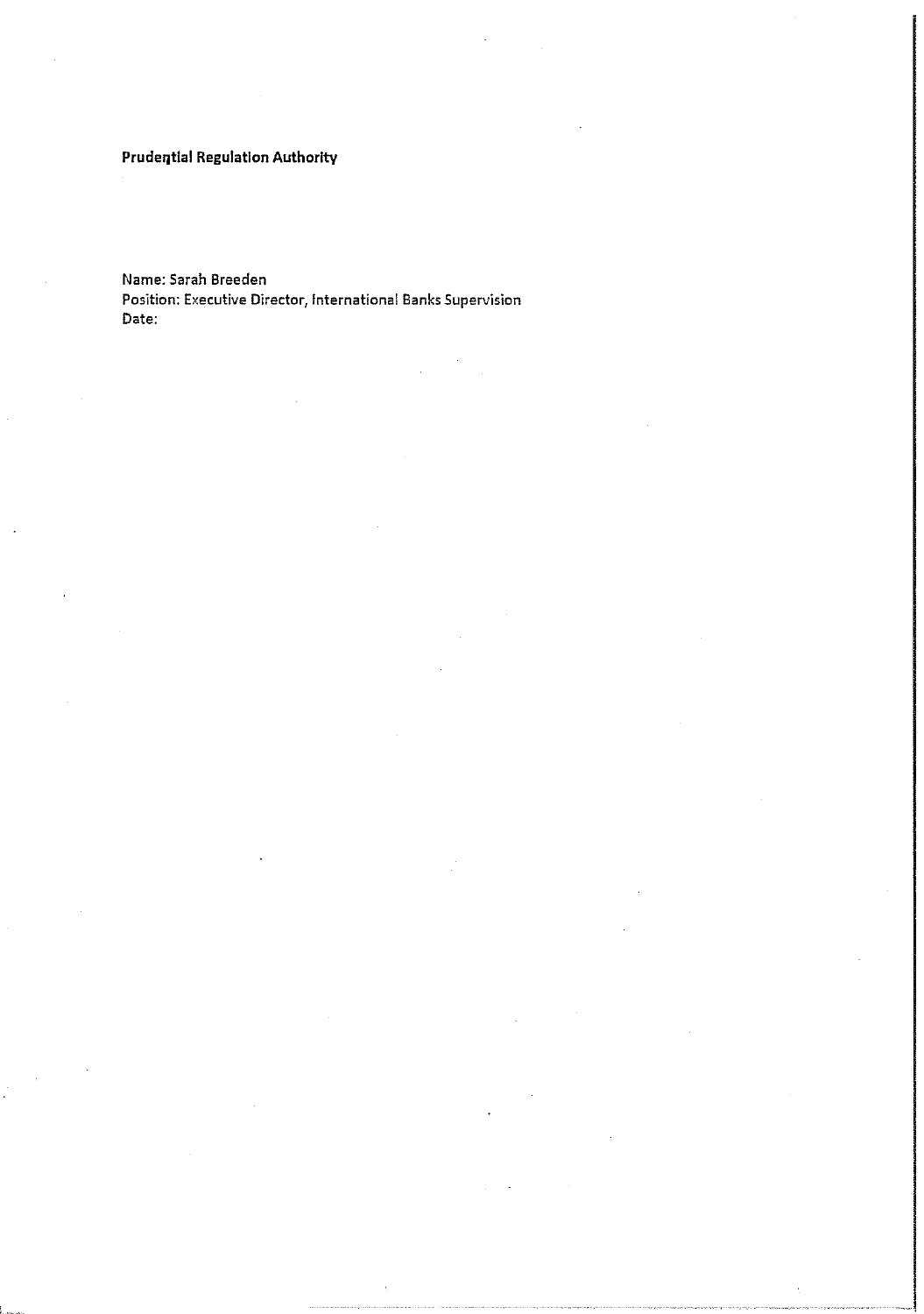**Prudential Regulation Authority**

Name: Sarah Breeden
Position: Executive Director, International Banks Supervision
Date: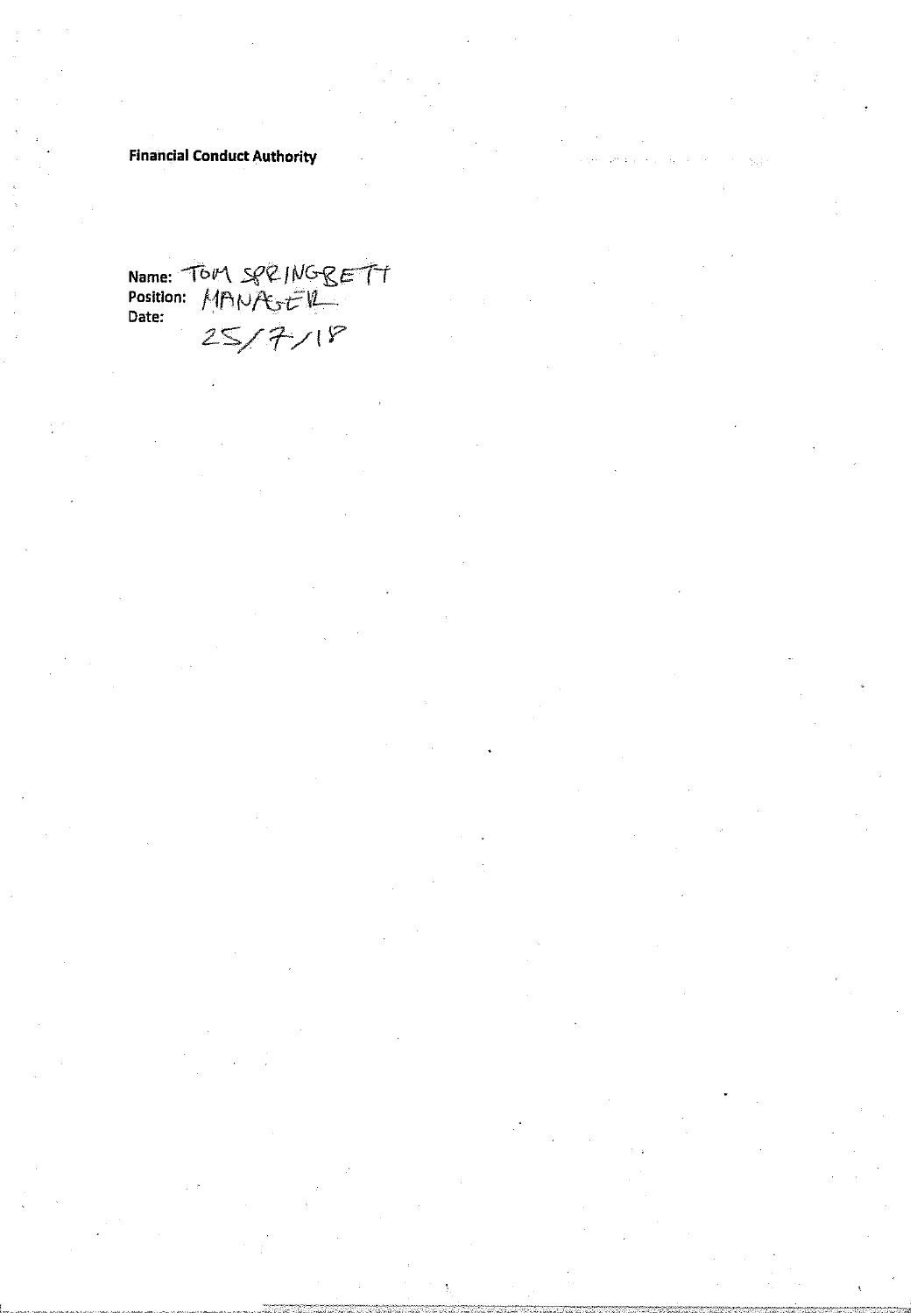**Financial Conduct Authority**

Name: TOM SPRINGBETT
Position: MANAGER
Date:
25/7/18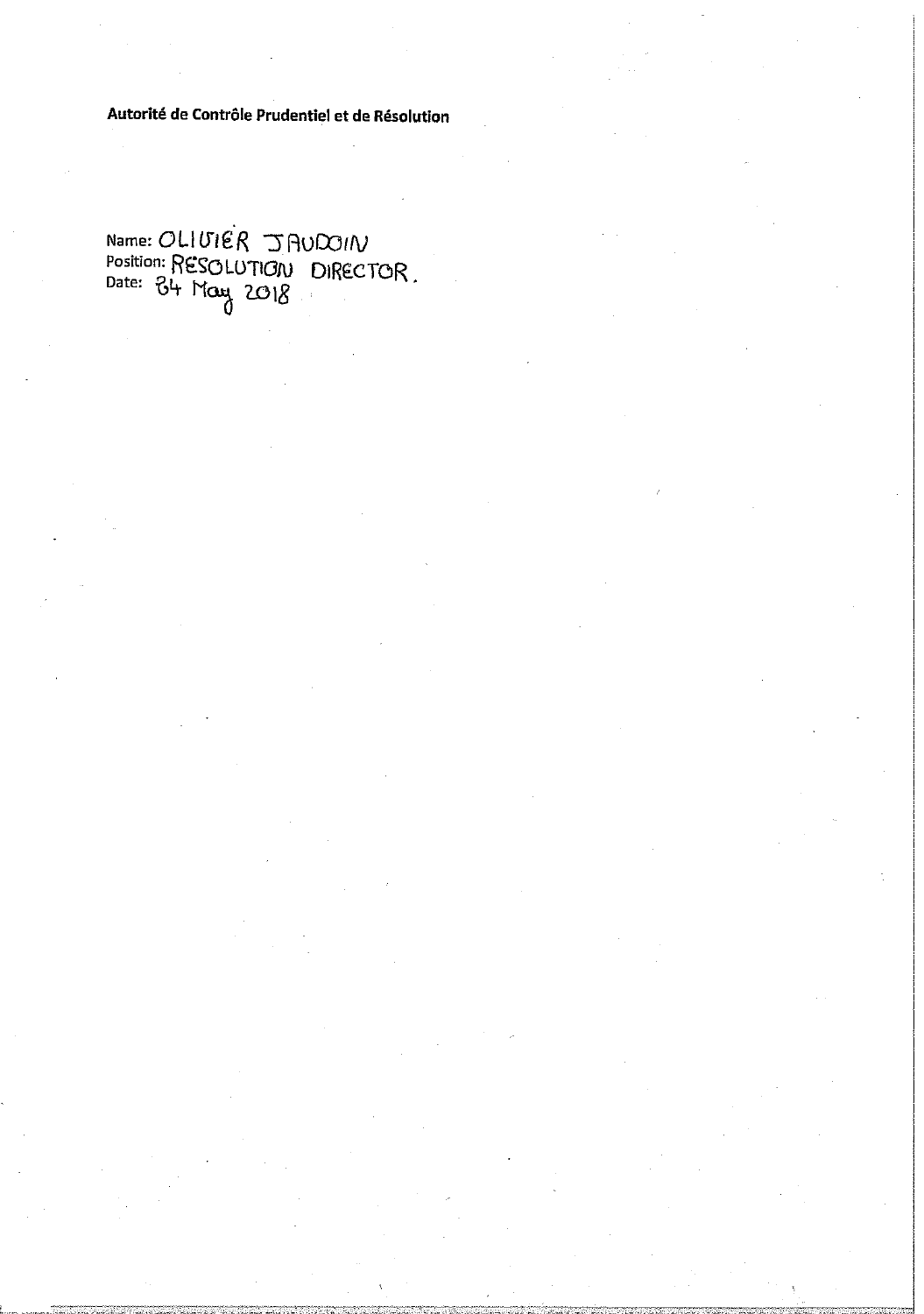**Autorité de Contrôle Prudentiel et de Résolution**

Name: OLIVIER JAUDOIN
Position: RESOLUTION DIRECTOR.
Date: 24 May 2018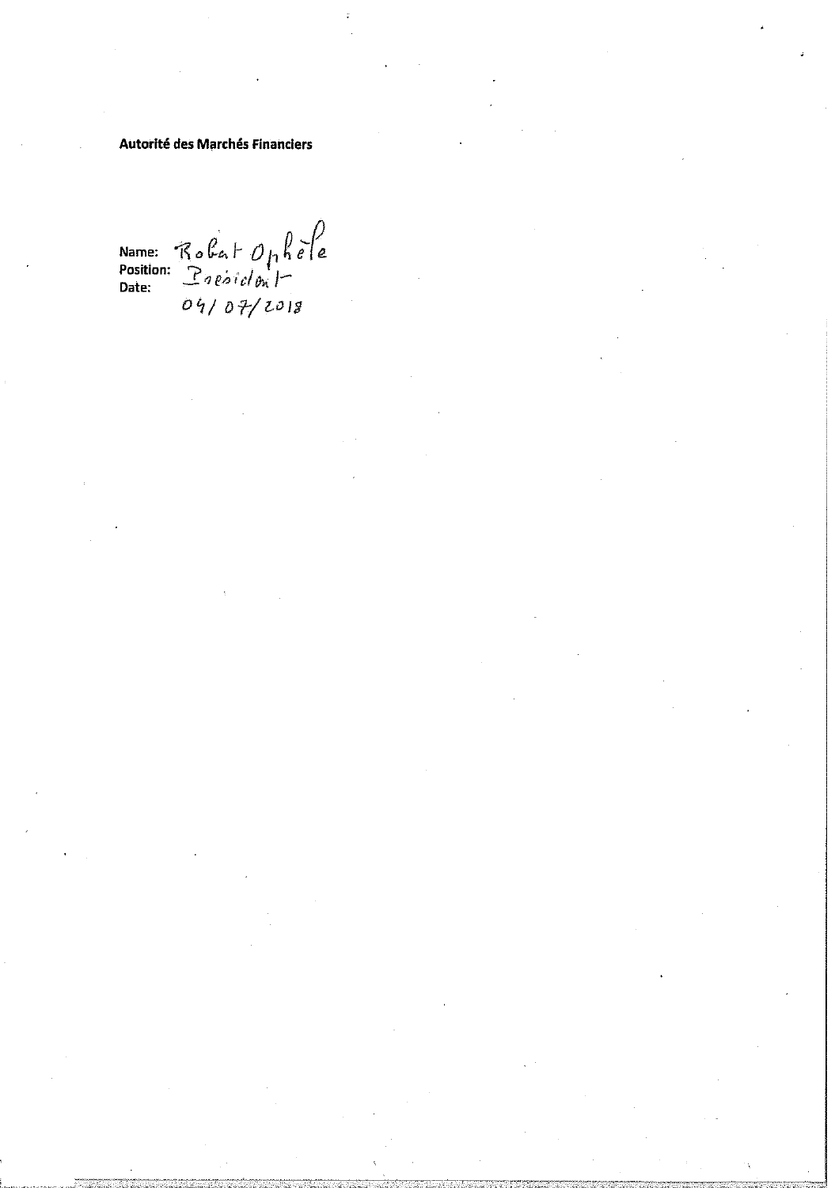**Autorité des Marchés Financiers**

Name: Robert Ophèle
Position: President
Date: 04/07/2018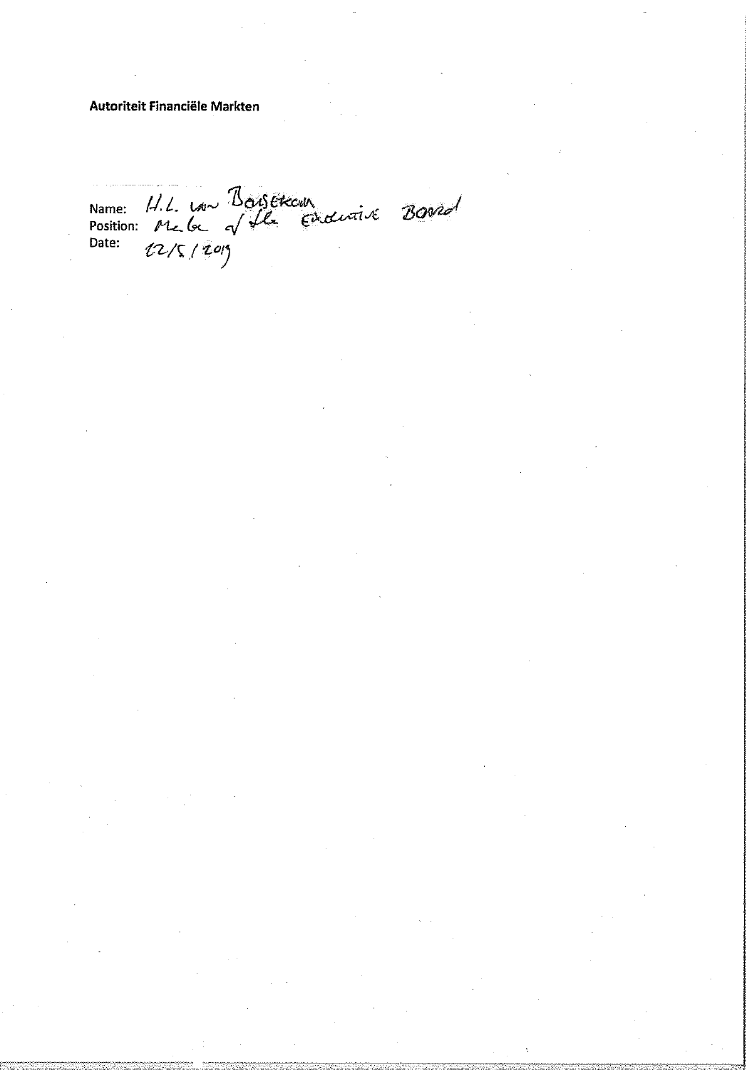**Autoriteit Financiële Markten**

Name: H.L. van Beusekom

Position: Member of the Executive Board

Date: 12/5/2019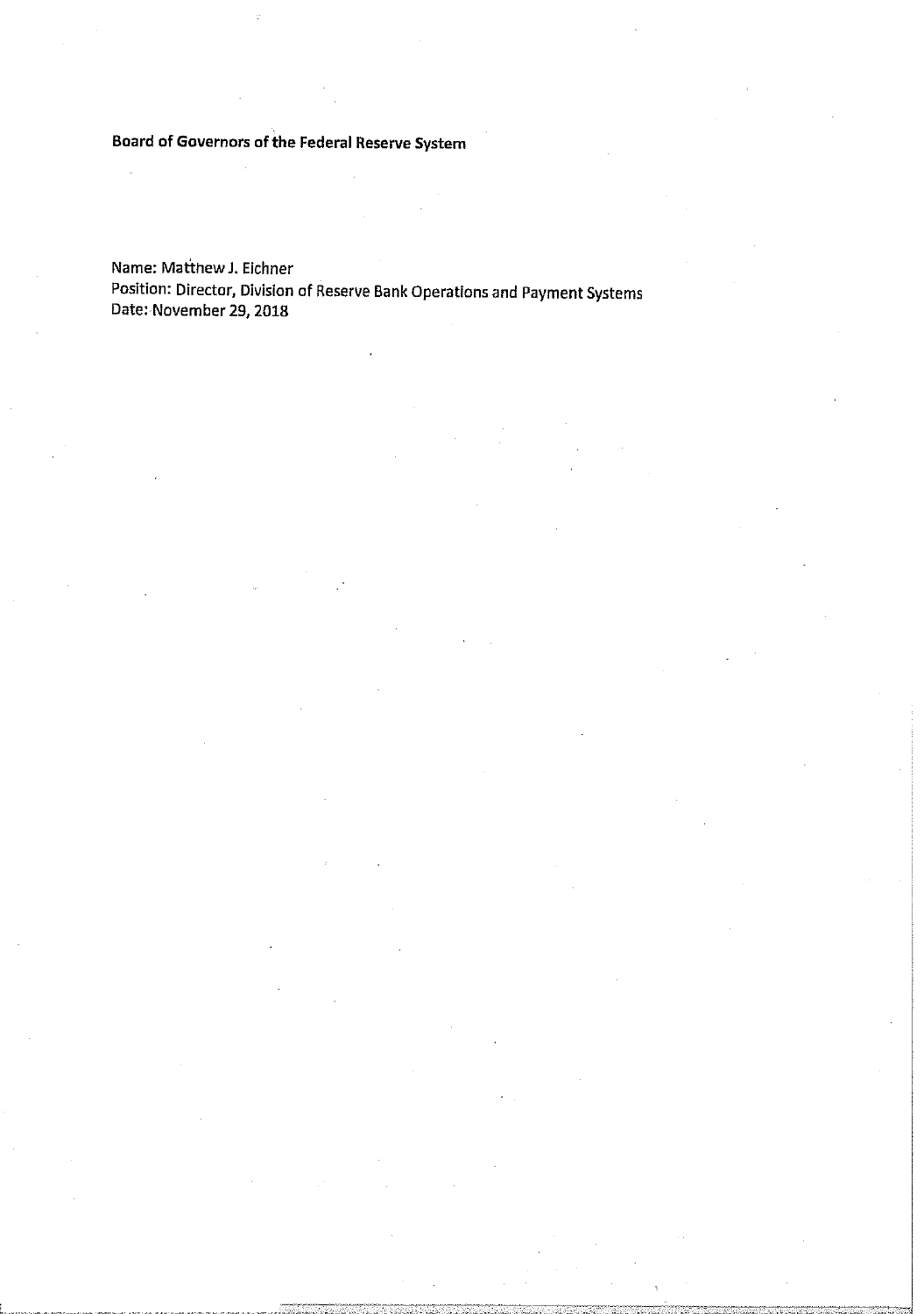**Board of Governors of the Federal Reserve System**

Name: Matthew J. Eichner
Position: Director, Division of Reserve Bank Operations and Payment Systems
Date: November 29, 2018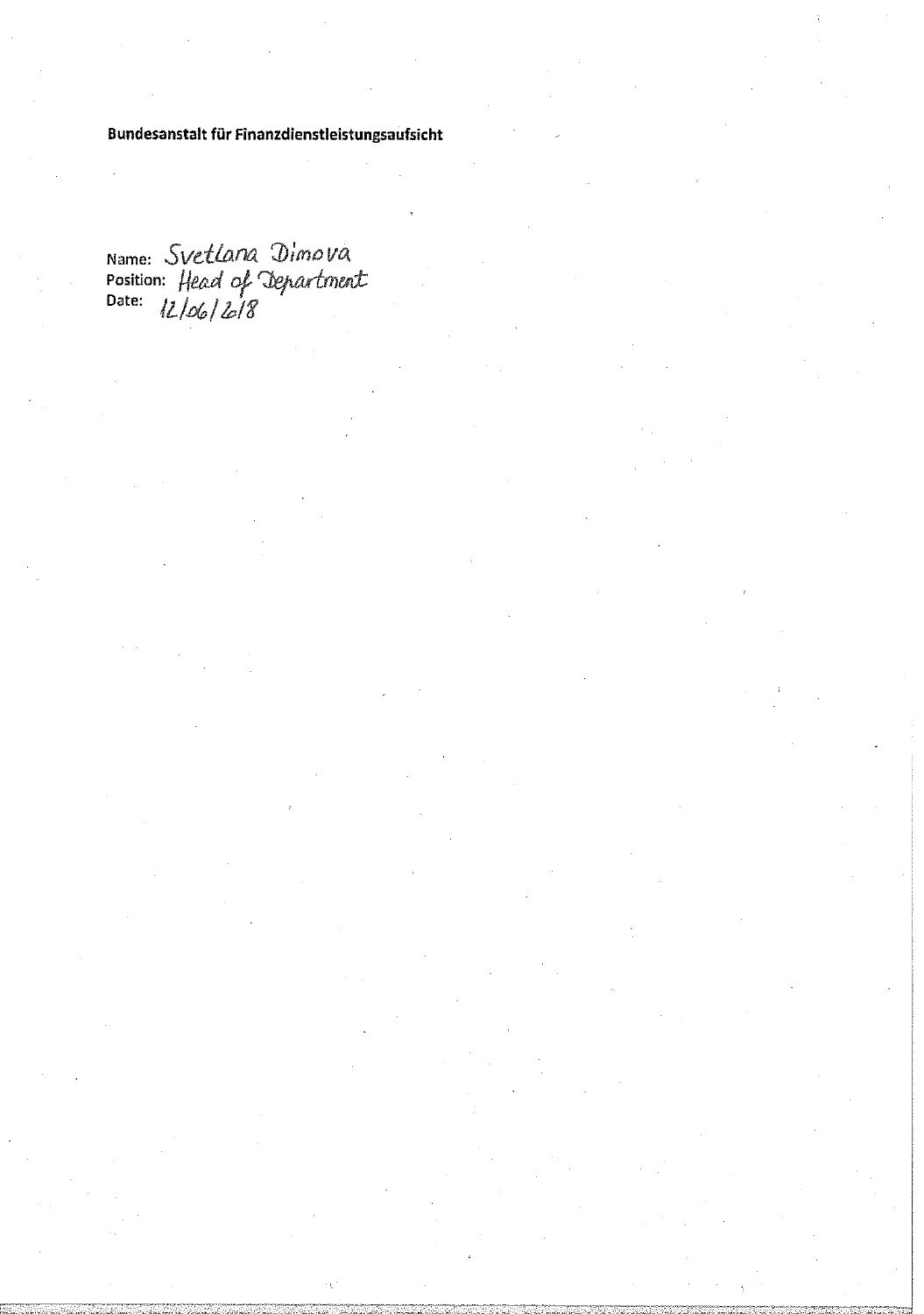**Bundesanstalt für Finanzdienstleistungsaufsicht**

Name: Svetlana Dimova
Position: Head of Department
Date: 12/06/2018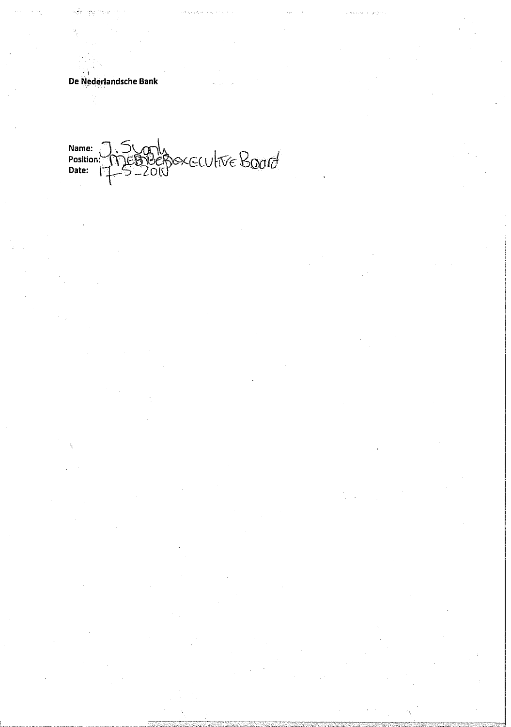**De Nederlandsche Bank**

Name: J. Swank
Position: Member Executive Board
Date: 17-5-2010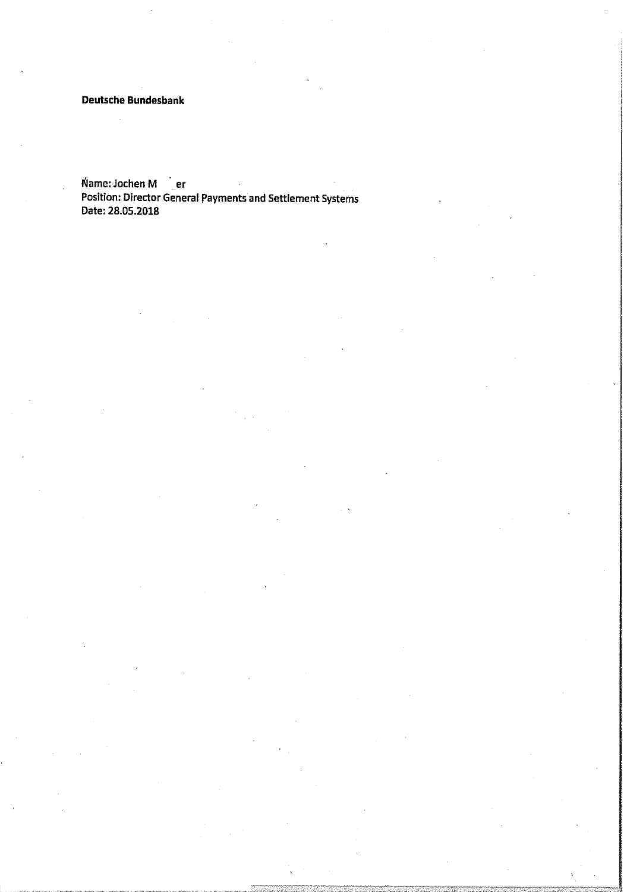**Deutsche Bundesbank**

Name: Jochen M er
Position: Director General Payments and Settlement Systems
Date: 28.05.2018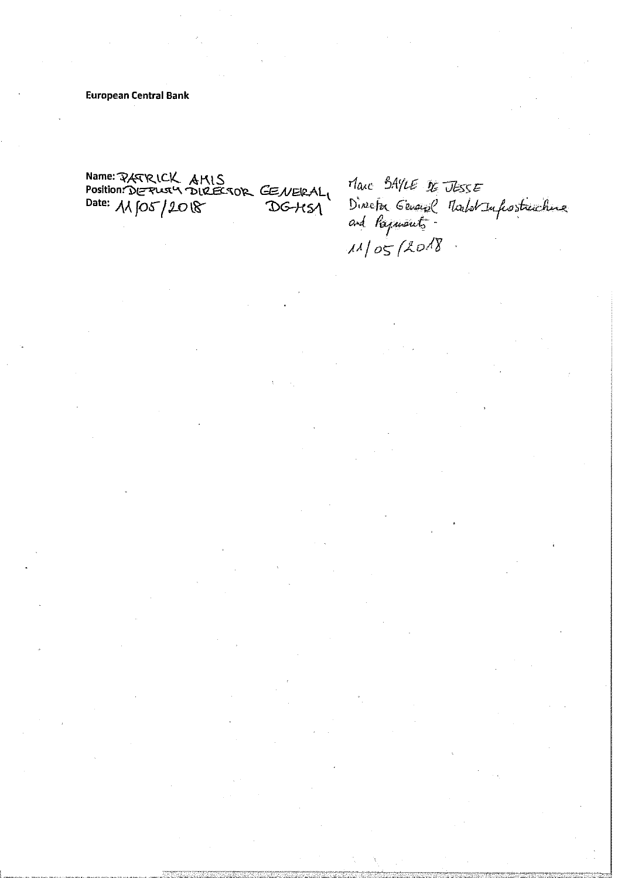**European Central Bank**

Name: PATRICK AMIS
Position: DEPUTY DIRECTOR GENERAL, DG-HS1
Date: 11/05/2018

Marc BAYLE DE JESSE
Director General Market Infrastructure and Payments
11/05/2018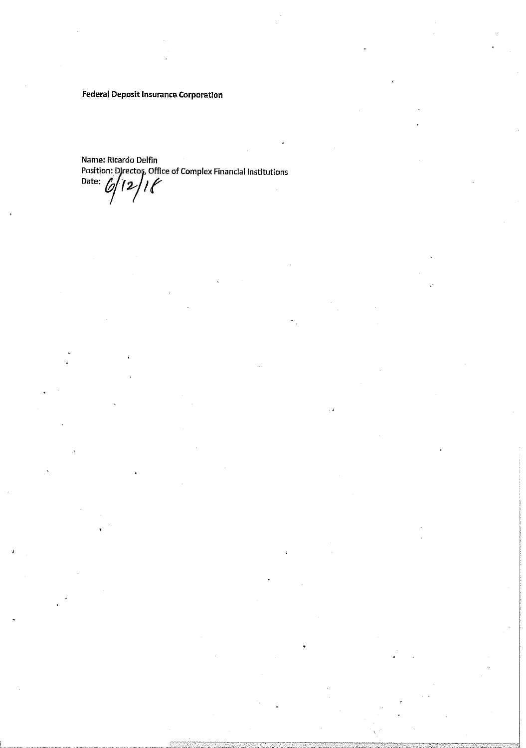**Federal Deposit Insurance Corporation**

Name: Ricardo Delfin
Position: Director, Office of Complex Financial Institutions
Date: 6/12/18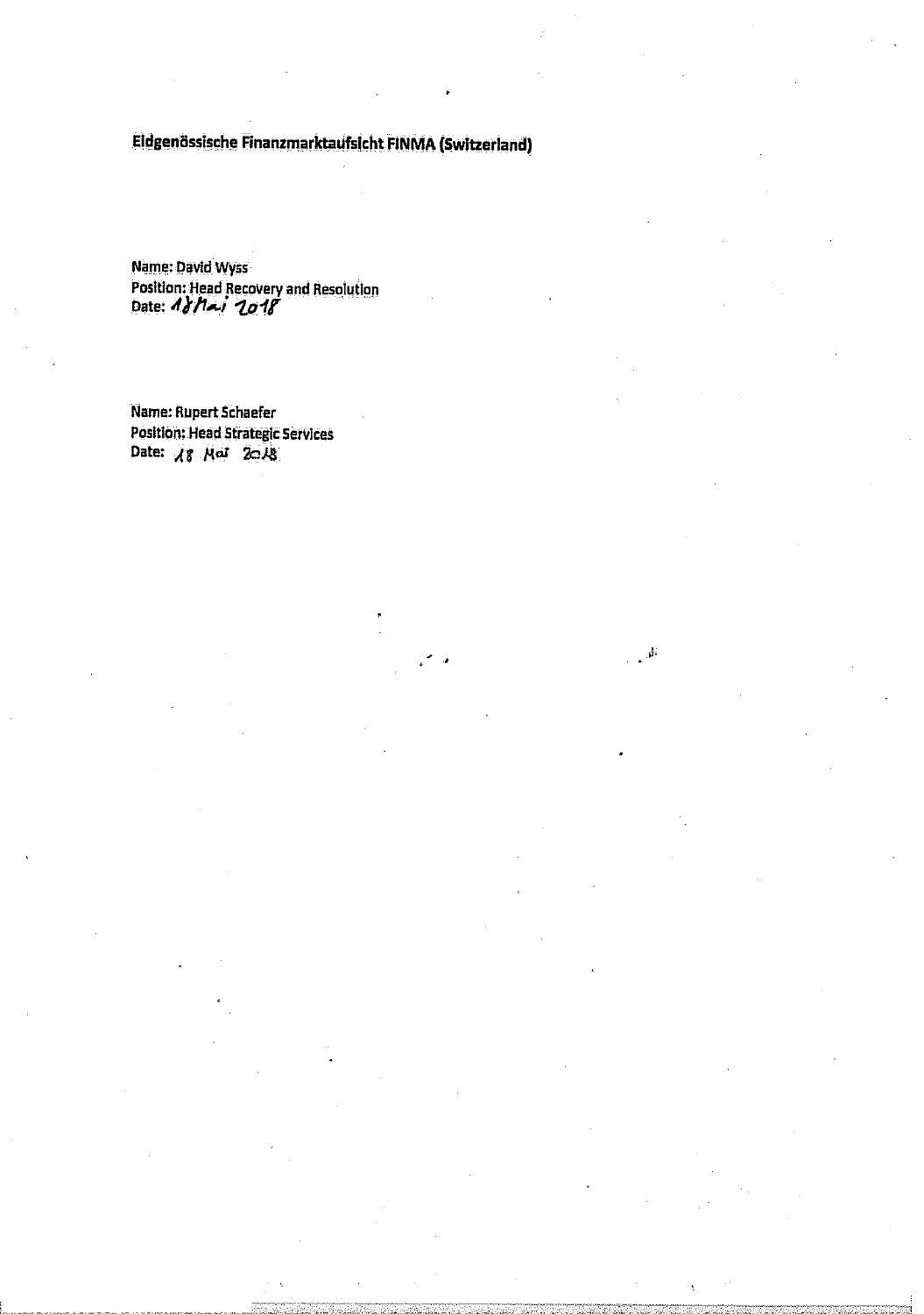**Eidgenössische Finanzmarktaufsicht FINMA (Switzerland)**

Name: David Wyss
Position: Head Recovery and Resolution
Date: 18 Mai 2018

Name: Rupert Schaefer
Position: Head Strategic Services
Date: 18 Mai 2018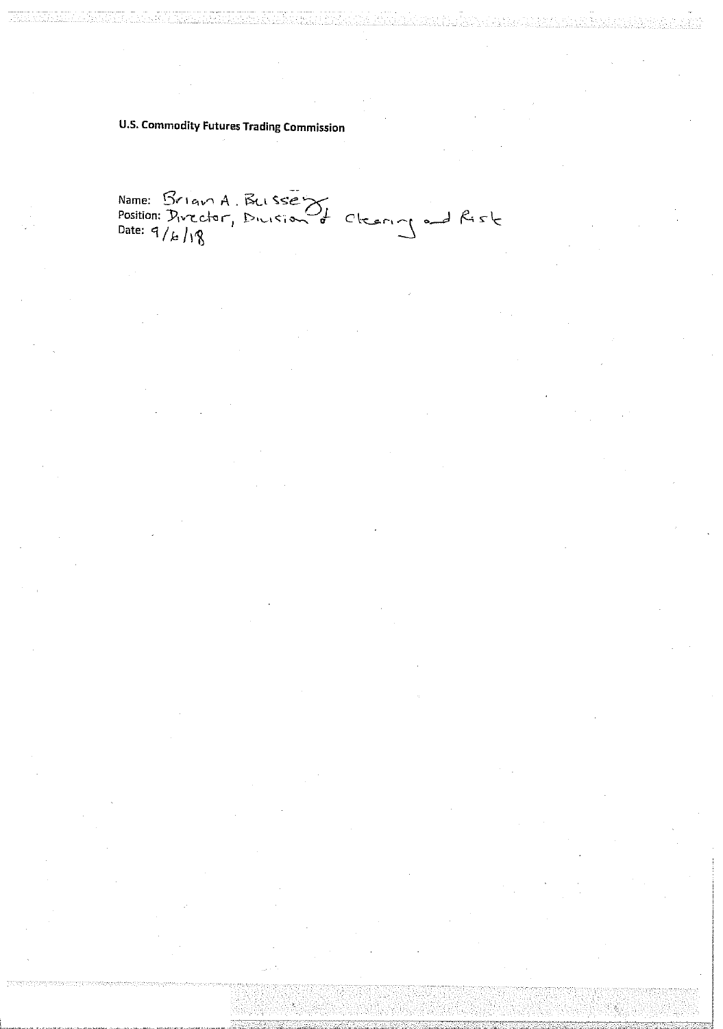**U.S. Commodity Futures Trading Commission**

Name: Brian A. Bussey
Position: Director, Division of Clearing and Risk
Date: 9/6/18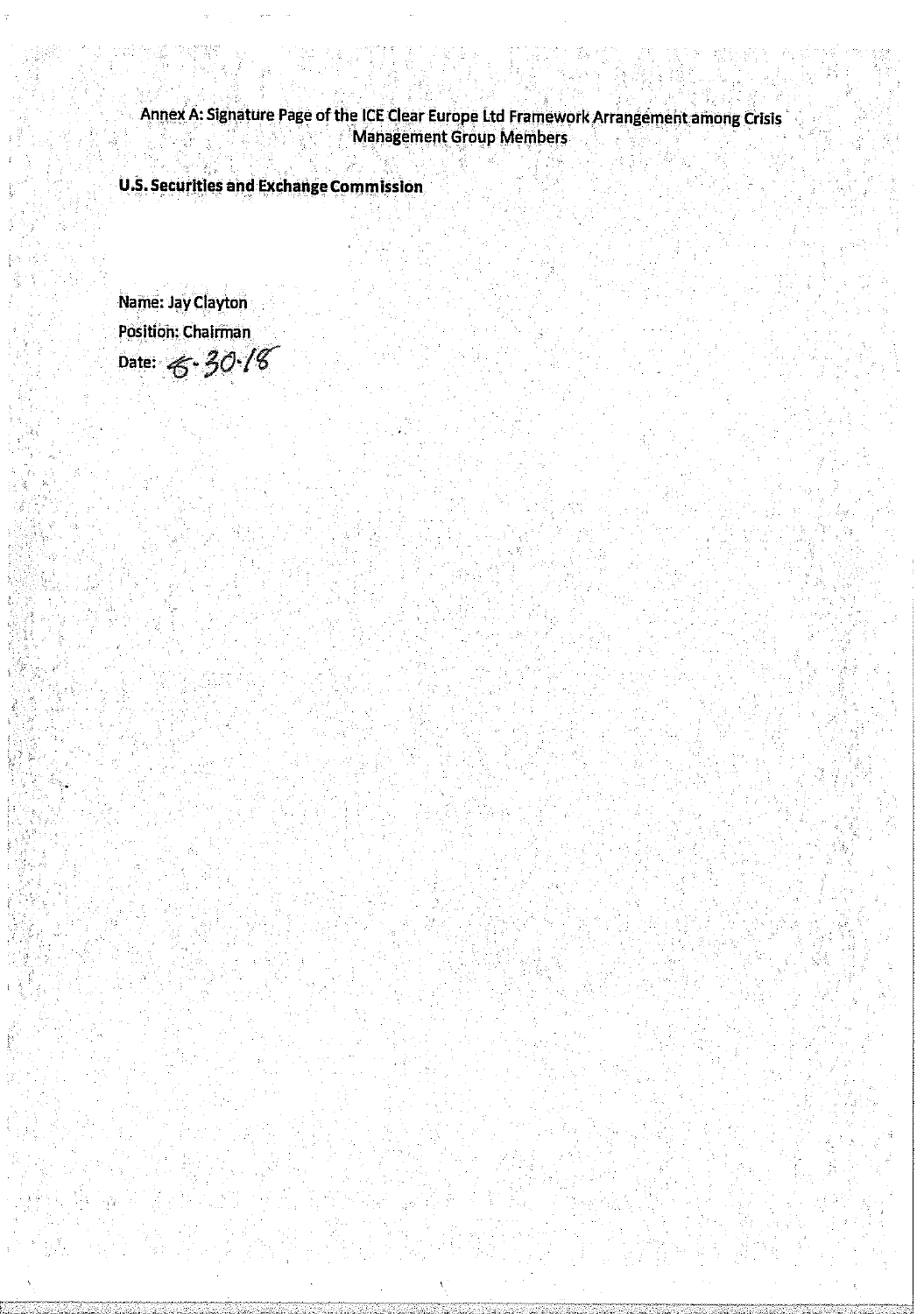Annex A: Signature Page of the ICE Clear Europe Ltd Framework Arrangement among Crisis Management Group Members

**U.S. Securities and Exchange Commission**

Name: Jay Clayton

Position: Chairman

Date: 6.30.18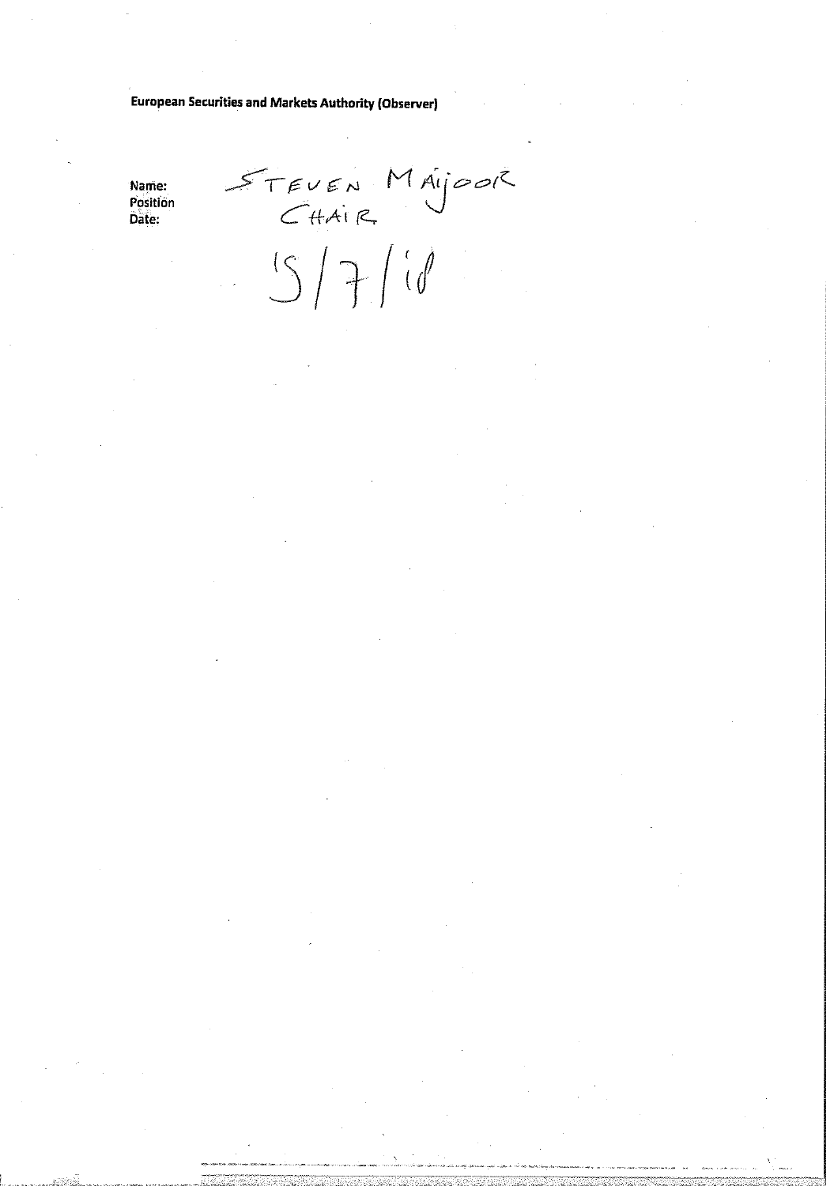**European Securities and Markets Authority (Observer)**

Name: STEVEN MAIJOOR

Position: CHAIR

Date: 15/7/18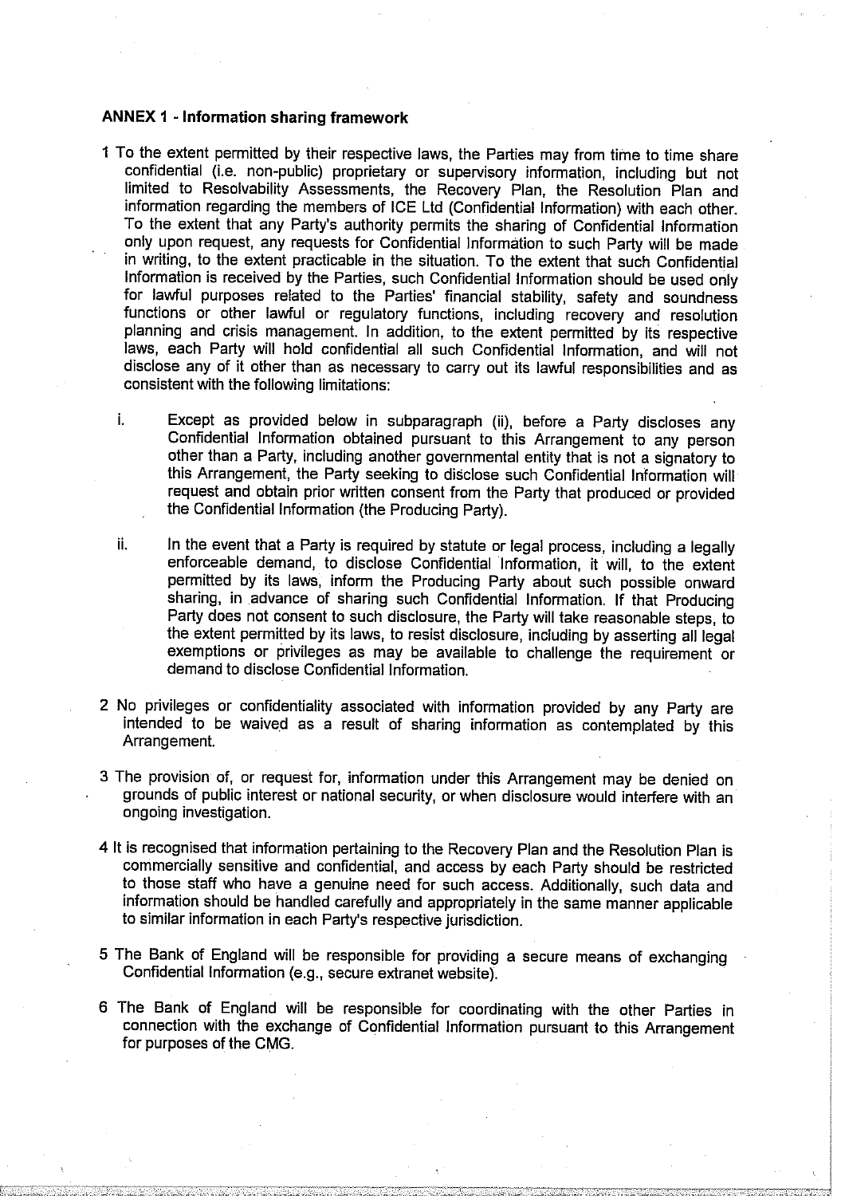**ANNEX 1 - Information sharing framework**

1 To the extent permitted by their respective laws, the Parties may from time to time share confidential (i.e. non-public) proprietary or supervisory information, including but not limited to Resolvability Assessments, the Recovery Plan, the Resolution Plan and information regarding the members of ICE Ltd (Confidential Information) with each other. To the extent that any Party's authority permits the sharing of Confidential Information only upon request, any requests for Confidential Information to such Party will be made in writing, to the extent practicable in the situation. To the extent that such Confidential Information is received by the Parties, such Confidential Information should be used only for lawful purposes related to the Parties' financial stability, safety and soundness functions or other lawful or regulatory functions, including recovery and resolution planning and crisis management. In addition, to the extent permitted by its respective laws, each Party will hold confidential all such Confidential Information, and will not disclose any of it other than as necessary to carry out its lawful responsibilities and as consistent with the following limitations:

i. Except as provided below in subparagraph (ii), before a Party discloses any Confidential Information obtained pursuant to this Arrangement to any person other than a Party, including another governmental entity that is not a signatory to this Arrangement, the Party seeking to disclose such Confidential Information will request and obtain prior written consent from the Party that produced or provided the Confidential Information (the Producing Party).

ii. In the event that a Party is required by statute or legal process, including a legally enforceable demand, to disclose Confidential Information, it will, to the extent permitted by its laws, inform the Producing Party about such possible onward sharing, in advance of sharing such Confidential Information. If that Producing Party does not consent to such disclosure, the Party will take reasonable steps, to the extent permitted by its laws, to resist disclosure, including by asserting all legal exemptions or privileges as may be available to challenge the requirement or demand to disclose Confidential Information.

2 No privileges or confidentiality associated with information provided by any Party are intended to be waived as a result of sharing information as contemplated by this Arrangement.

3 The provision of, or request for, information under this Arrangement may be denied on grounds of public interest or national security, or when disclosure would interfere with an ongoing investigation.

4 It is recognised that information pertaining to the Recovery Plan and the Resolution Plan is commercially sensitive and confidential, and access by each Party should be restricted to those staff who have a genuine need for such access. Additionally, such data and information should be handled carefully and appropriately in the same manner applicable to similar information in each Party's respective jurisdiction.

5 The Bank of England will be responsible for providing a secure means of exchanging Confidential Information (e.g., secure extranet website).

6 The Bank of England will be responsible for coordinating with the other Parties in connection with the exchange of Confidential Information pursuant to this Arrangement for purposes of the CMG.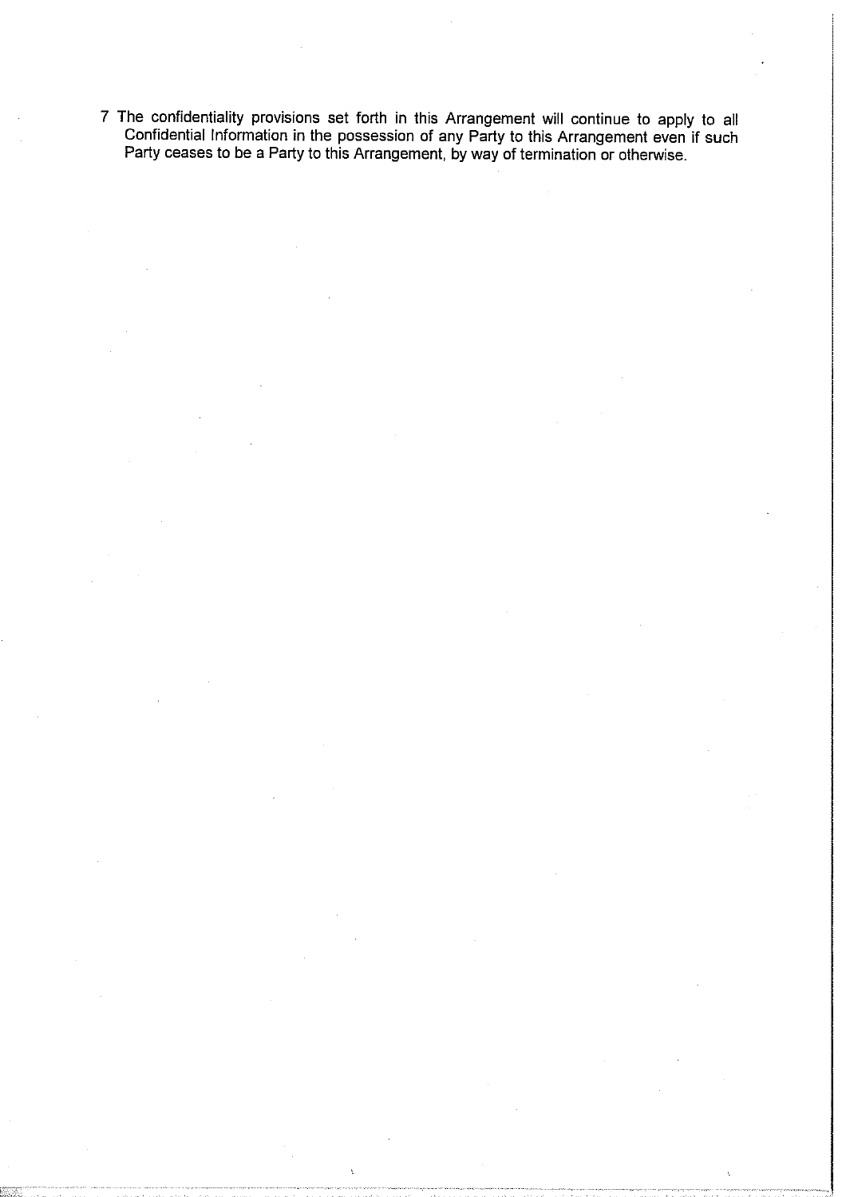7 The confidentiality provisions set forth in this Arrangement will continue to apply to all Confidential Information in the possession of any Party to this Arrangement even if such Party ceases to be a Party to this Arrangement, by way of termination or otherwise.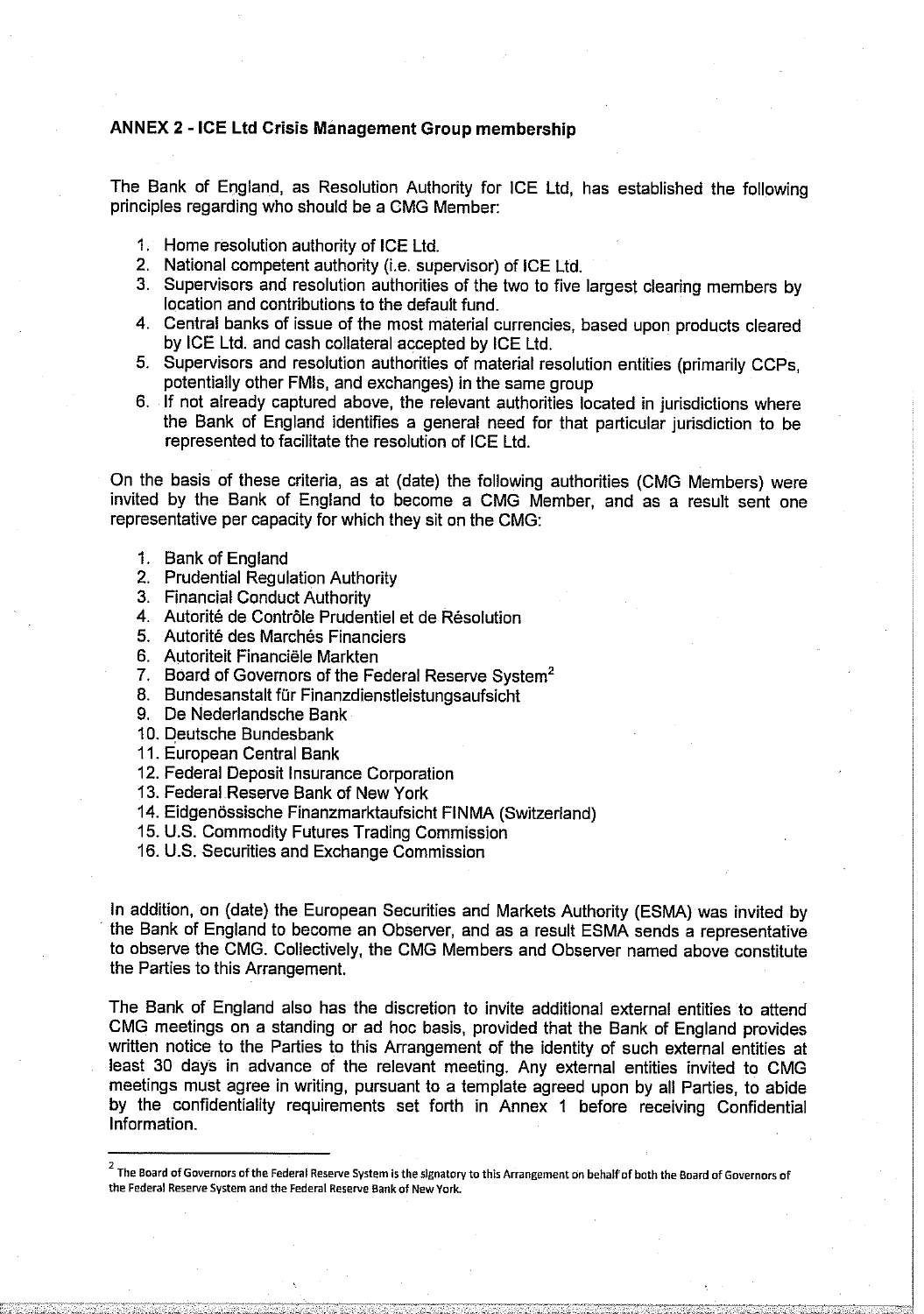**ANNEX 2 - ICE Ltd Crisis Management Group membership**

The Bank of England, as Resolution Authority for ICE Ltd, has established the following principles regarding who should be a CMG Member:

1. Home resolution authority of ICE Ltd.
2. National competent authority (i.e. supervisor) of ICE Ltd.
3. Supervisors and resolution authorities of the two to five largest clearing members by location and contributions to the default fund.
4. Central banks of issue of the most material currencies, based upon products cleared by ICE Ltd. and cash collateral accepted by ICE Ltd.
5. Supervisors and resolution authorities of material resolution entities (primarily CCPs, potentially other FMIs, and exchanges) in the same group
6. If not already captured above, the relevant authorities located in jurisdictions where the Bank of England identifies a general need for that particular jurisdiction to be represented to facilitate the resolution of ICE Ltd.

On the basis of these criteria, as at (date) the following authorities (CMG Members) were invited by the Bank of England to become a CMG Member, and as a result sent one representative per capacity for which they sit on the CMG:

1. Bank of England
2. Prudential Regulation Authority
3. Financial Conduct Authority
4. Autorité de Contrôle Prudentiel et de Résolution
5. Autorité des Marchés Financiers
6. Autoriteit Financiële Markten
7. Board of Governors of the Federal Reserve System[2]
8. Bundesanstalt für Finanzdienstleistungsaufsicht
9. De Nederlandsche Bank
10. Deutsche Bundesbank
11. European Central Bank
12. Federal Deposit Insurance Corporation
13. Federal Reserve Bank of New York
14. Eidgenössische Finanzmarktaufsicht FINMA (Switzerland)
15. U.S. Commodity Futures Trading Commission
16. U.S. Securities and Exchange Commission

In addition, on (date) the European Securities and Markets Authority (ESMA) was invited by the Bank of England to become an Observer, and as a result ESMA sends a representative to observe the CMG. Collectively, the CMG Members and Observer named above constitute the Parties to this Arrangement.

The Bank of England also has the discretion to invite additional external entities to attend CMG meetings on a standing or ad hoc basis, provided that the Bank of England provides written notice to the Parties to this Arrangement of the identity of such external entities at least 30 days in advance of the relevant meeting. Any external entities invited to CMG meetings must agree in writing, pursuant to a template agreed upon by all Parties, to abide by the confidentiality requirements set forth in Annex 1 before receiving Confidential Information.

---

[2] The Board of Governors of the Federal Reserve System is the signatory to this Arrangement on behalf of both the Board of Governors of the Federal Reserve System and the Federal Reserve Bank of New York.